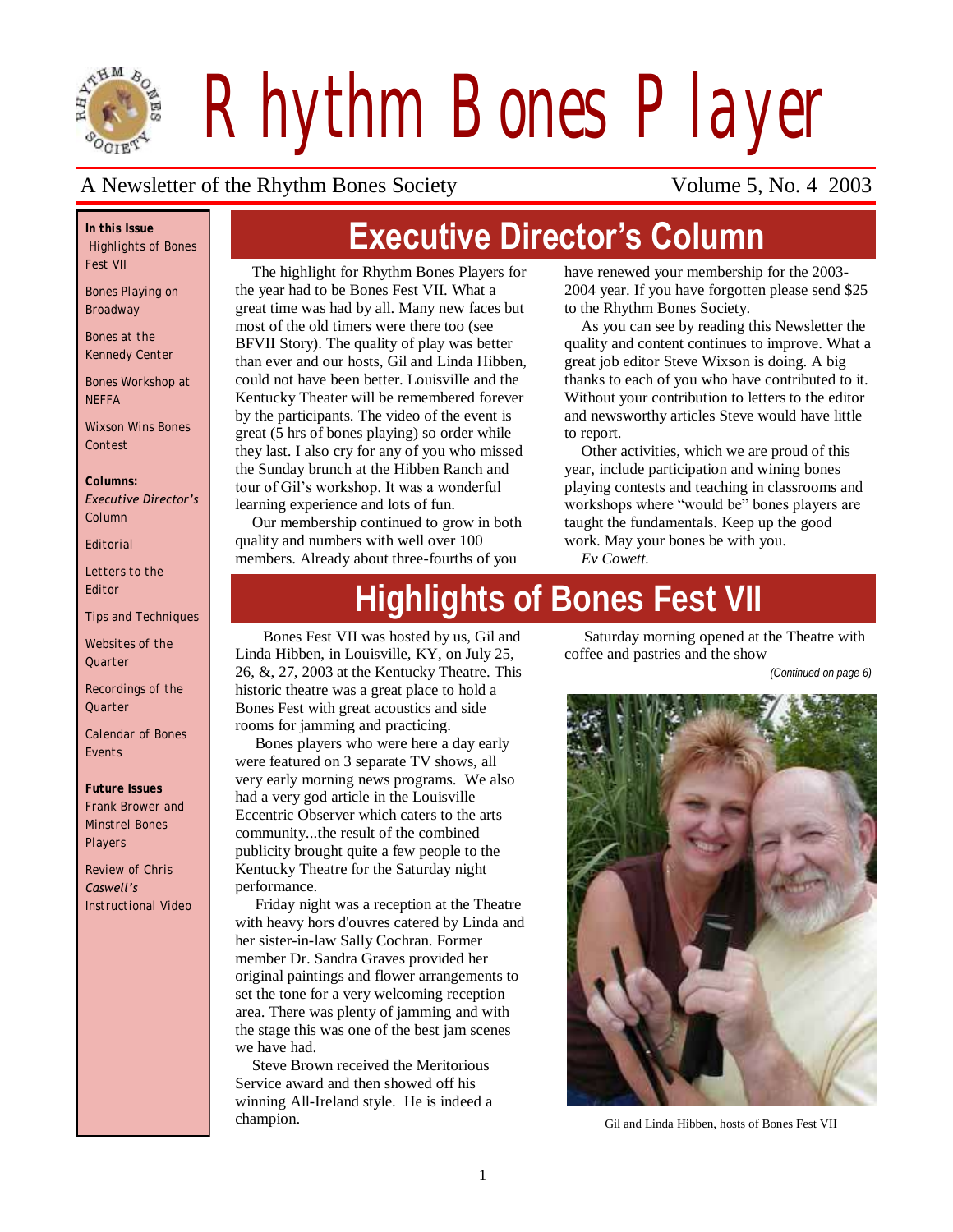# Rhythm Bones Player

A Newsletter of the Rhythm Bones Society — Volume 5, No. 4 2003

**In this Issue**

Highlights of Bones Fest VII

Bones Playing on Broadway

Bones at the Kennedy Center

Bones Workshop at NEFFA

Wixson Wins Bones Contest

**Columns:**

*Executive Director's* Column

Editorial

Letters to the Editor

Tips and Techniques

Websites of the Quarter

Recordings of the Quarter

Calendar of Bones Events

**Future Issues**

Frank Brower and Minstrel Bones Players

Review of Chris *Caswell's* Instructional Video

## Executive Director's Column

The highlight for Rhythm Bones Players for the year had to be Bones Fest VII. What a great time was had by all. Many new faces but most of the old timers were there too (see BFVII Story). The quality of play was better than ever and our hosts, Gil and Linda Hibben, could not have been better. Louisville and the Kentucky Theater will be remembered forever by the participants. The video of the event is great (5 hrs of bones playing) so order while they last. I also cry for any of you who missed the Sunday brunch at the Hibben Ranch and tour of Gil's workshop. It was a wonderful learning experience and lots of fun.

Our membership continued to grow in both quality and numbers with well over 100 members. Already about three-fourths of you have renewed your membership for the 2003-2004 year. If you have forgotten please send $25 to the Rhythm Bones Society.

As you can see by reading this Newsletter the quality and content continues to improve. What a great job editor Steve Wixson is doing. A big thanks to each of you who have contributed to it. Without your contribution to letters to the editor and newsworthy articles Steve would have little to report.

Other activities, which we are proud of this year, include participation and wining bones playing contests and teaching in classrooms and workshops where "would be" bones players are taught the fundamentals. Keep up the good work. May your bones be with you.

*Ev Cowett.*

## Highlights of Bones Fest VII

Bones Fest VII was hosted by us, Gil and Linda Hibben, in Louisville, KY, on July 25, 26, &, 27, 2003 at the Kentucky Theatre. This historic theatre was a great place to hold a Bones Fest with great acoustics and side rooms for jamming and practicing.

Bones players who were here a day early were featured on 3 separate TV shows, all very early morning news programs. We also had a very god article in the Louisville Eccentric Observer which caters to the arts community...the result of the combined publicity brought quite a few people to the Kentucky Theatre for the Saturday night performance.

Friday night was a reception at the Theatre with heavy hors d'ouvres catered by Linda and her sister-in-law Sally Cochran. Former member Dr. Sandra Graves provided her original paintings and flower arrangements to set the tone for a very welcoming reception area. There was plenty of jamming and with the stage this was one of the best jam scenes we have had.

Steve Brown received the Meritorious Service award and then showed off his winning All-Ireland style. He is indeed a champion.

Saturday morning opened at the Theatre with coffee and pastries and the show

*(Continued on page 6)*

Gil and Linda Hibben, hosts of Bones Fest VII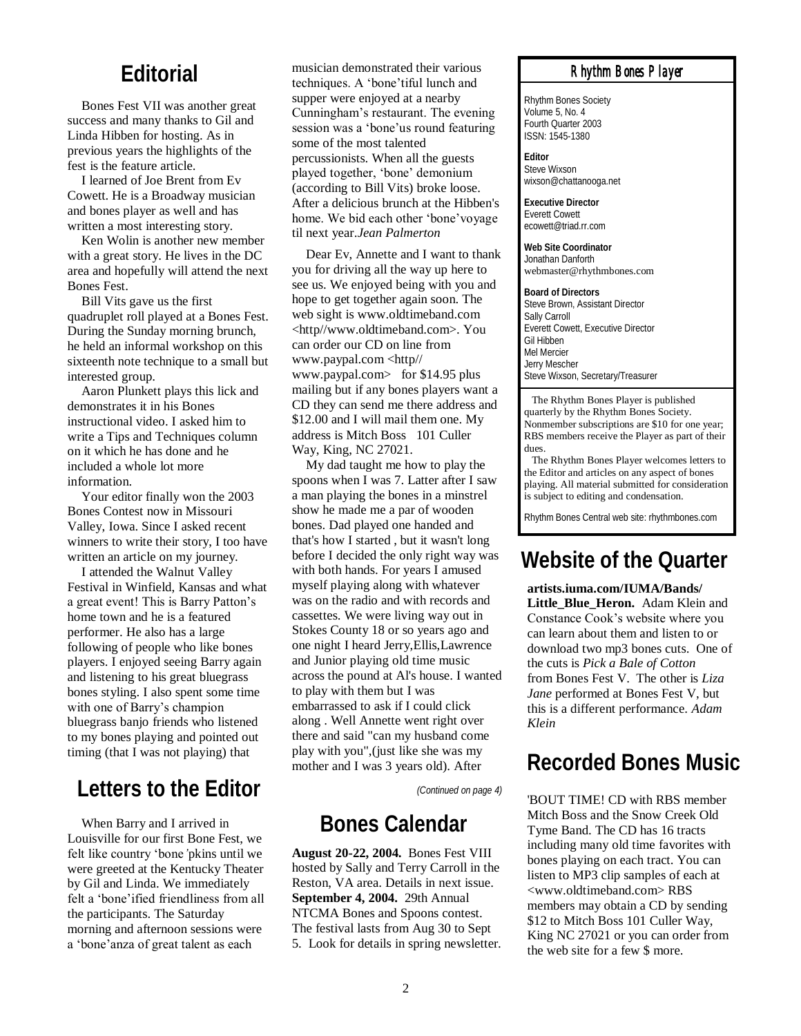# Editorial

Bones Fest VII was another great success and many thanks to Gil and Linda Hibben for hosting. As in previous years the highlights of the fest is the feature article.

I learned of Joe Brent from Ev Cowett. He is a Broadway musician and bones player as well and has written a most interesting story.

Ken Wolin is another new member with a great story. He lives in the DC area and hopefully will attend the next Bones Fest.

Bill Vits gave us the first quadruplet roll played at a Bones Fest. During the Sunday morning brunch, he held an informal workshop on this sixteenth note technique to a small but interested group.

Aaron Plunkett plays this lick and demonstrates it in his Bones instructional video. I asked him to write a Tips and Techniques column on it which he has done and he included a whole lot more information.

Your editor finally won the 2003 Bones Contest now in Missouri Valley, Iowa. Since I asked recent winners to write their story, I too have written an article on my journey.

I attended the Walnut Valley Festival in Winfield, Kansas and what a great event! This is Barry Patton's home town and he is a featured performer. He also has a large following of people who like bones players. I enjoyed seeing Barry again and listening to his great bluegrass bones styling. I also spent some time with one of Barry's champion bluegrass banjo friends who listened to my bones playing and pointed out timing (that I was not playing) that

# Letters to the Editor

When Barry and I arrived in Louisville for our first Bone Fest, we felt like country 'bone'pkins until we were greeted at the Kentucky Theater by Gil and Linda. We immediately felt a 'bone'ified friendliness from all the participants. The Saturday morning and afternoon sessions were a 'bone'anza of great talent as each musician demonstrated their various techniques. A 'bone'tiful lunch and supper were enjoyed at a nearby Cunningham's restaurant. The evening session was a 'bone'us round featuring some of the most talented percussionists. When all the guests played together, 'bone' demonium (according to Bill Vits) broke loose. After a delicious brunch at the Hibben's home. We bid each other 'bone'voyage til next year.*Jean Palmerton*

Dear Ev, Annette and I want to thank you for driving all the way up here to see us. We enjoyed being with you and hope to get together again soon. The web sight is www.oldtimeband.com <http//www.oldtimeband.com>. You can order our CD on line from www.paypal.com <http// www.paypal.com> for $14.95 plus mailing but if any bones players want a CD they can send me there address and $12.00 and I will mail them one. My address is Mitch Boss 101 Culler Way, King, NC 27021.

My dad taught me how to play the spoons when I was 7. Latter after I saw a man playing the bones in a minstrel show he made me a par of wooden bones. Dad played one handed and that's how I started , but it wasn't long before I decided the only right way was with both hands. For years I amused myself playing along with whatever was on the radio and with records and cassettes. We were living way out in Stokes County 18 or so years ago and one night I heard Jerry,Ellis,Lawrence and Junior playing old time music across the pound at Al's house. I wanted to play with them but I was embarrassed to ask if I could click along . Well Annette went right over there and said "can my husband come play with you",(just like she was my mother and I was 3 years old). After

*(Continued on page 4)*

# Bones Calendar

**August 20-22, 2004.** Bones Fest VIII hosted by Sally and Terry Carroll in the Reston, VA area. Details in next issue. **September 4, 2004.** 29th Annual NTCMA Bones and Spoons contest. The festival lasts from Aug 30 to Sept 5. Look for details in spring newsletter.

## Rhythm Bones Player

Rhythm Bones Society
Volume 5, No. 4
Fourth Quarter 2003
ISSN: 1545-1380

**Editor**
Steve Wixson
wixson@chattanooga.net

**Executive Director**
Everett Cowett
ecowett@triad.rr.com

**Web Site Coordinator**
Jonathan Danforth
webmaster@rhythmbones.com

**Board of Directors**
Steve Brown, Assistant Director
Sally Carroll
Everett Cowett, Executive Director
Gil Hibben
Mel Mercier
Jerry Mescher
Steve Wixson, Secretary/Treasurer

The Rhythm Bones Player is published quarterly by the Rhythm Bones Society. Nonmember subscriptions are $10 for one year; RBS members receive the Player as part of their dues.

The Rhythm Bones Player welcomes letters to the Editor and articles on any aspect of bones playing. All material submitted for consideration is subject to editing and condensation.

Rhythm Bones Central web site: rhythmbones.com

# Website of the Quarter

**artists.iuma.com/IUMA/Bands/ Little_Blue_Heron.** Adam Klein and Constance Cook's website where you can learn about them and listen to or download two mp3 bones cuts. One of the cuts is *Pick a Bale of Cotton* from Bones Fest V. The other is *Liza Jane* performed at Bones Fest V, but this is a different performance. *Adam Klein*

# Recorded Bones Music

'BOUT TIME! CD with RBS member Mitch Boss and the Snow Creek Old Tyme Band. The CD has 16 tracts including many old time favorites with bones playing on each tract. You can listen to MP3 clip samples of each at <www.oldtimeband.com> RBS members may obtain a CD by sending $12 to Mitch Boss 101 Culler Way, King NC 27021 or you can order from the web site for a few $ more.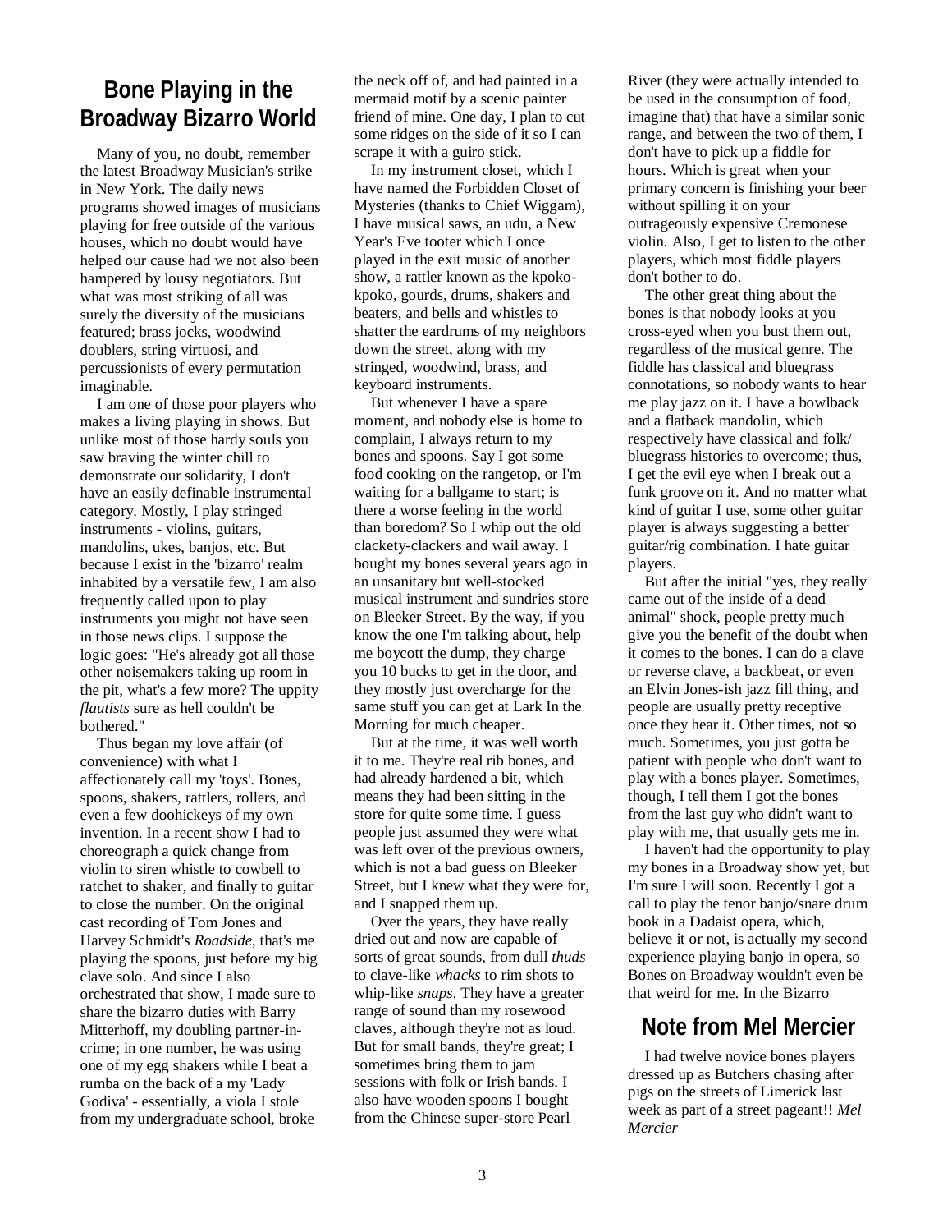## Bone Playing in the Broadway Bizarro World

Many of you, no doubt, remember the latest Broadway Musician's strike in New York. The daily news programs showed images of musicians playing for free outside of the various houses, which no doubt would have helped our cause had we not also been hampered by lousy negotiators. But what was most striking of all was surely the diversity of the musicians featured; brass jocks, woodwind doublers, string virtuosi, and percussionists of every permutation imaginable.

I am one of those poor players who makes a living playing in shows. But unlike most of those hardy souls you saw braving the winter chill to demonstrate our solidarity, I don't have an easily definable instrumental category. Mostly, I play stringed instruments - violins, guitars, mandolins, ukes, banjos, etc. But because I exist in the 'bizarro' realm inhabited by a versatile few, I am also frequently called upon to play instruments you might not have seen in those news clips. I suppose the logic goes: "He's already got all those other noisemakers taking up room in the pit, what's a few more? The uppity *flautists* sure as hell couldn't be bothered."

Thus began my love affair (of convenience) with what I affectionately call my 'toys'. Bones, spoons, shakers, rattlers, rollers, and even a few doohickeys of my own invention. In a recent show I had to choreograph a quick change from violin to siren whistle to cowbell to ratchet to shaker, and finally to guitar to close the number. On the original cast recording of Tom Jones and Harvey Schmidt's *Roadside*, that's me playing the spoons, just before my big clave solo. And since I also orchestrated that show, I made sure to share the bizarro duties with Barry Mitterhoff, my doubling partner-in-crime; in one number, he was using one of my egg shakers while I beat a rumba on the back of a my 'Lady Godiva' - essentially, a viola I stole from my undergraduate school, broke the neck off of, and had painted in a mermaid motif by a scenic painter friend of mine. One day, I plan to cut some ridges on the side of it so I can scrape it with a guiro stick.

In my instrument closet, which I have named the Forbidden Closet of Mysteries (thanks to Chief Wiggam), I have musical saws, an udu, a New Year's Eve tooter which I once played in the exit music of another show, a rattler known as the kpoko-kpoko, gourds, drums, shakers and beaters, and bells and whistles to shatter the eardrums of my neighbors down the street, along with my stringed, woodwind, brass, and keyboard instruments.

But whenever I have a spare moment, and nobody else is home to complain, I always return to my bones and spoons. Say I got some food cooking on the rangetop, or I'm waiting for a ballgame to start; is there a worse feeling in the world than boredom? So I whip out the old clackety-clackers and wail away. I bought my bones several years ago in an unsanitary but well-stocked musical instrument and sundries store on Bleeker Street. By the way, if you know the one I'm talking about, help me boycott the dump, they charge you 10 bucks to get in the door, and they mostly just overcharge for the same stuff you can get at Lark In the Morning for much cheaper.

But at the time, it was well worth it to me. They're real rib bones, and had already hardened a bit, which means they had been sitting in the store for quite some time. I guess people just assumed they were what was left over of the previous owners, which is not a bad guess on Bleeker Street, but I knew what they were for, and I snapped them up.

Over the years, they have really dried out and now are capable of sorts of great sounds, from dull *thuds* to clave-like *whacks* to rim shots to whip-like *snaps*. They have a greater range of sound than my rosewood claves, although they're not as loud. But for small bands, they're great; I sometimes bring them to jam sessions with folk or Irish bands. I also have wooden spoons I bought from the Chinese super-store Pearl River (they were actually intended to be used in the consumption of food, imagine that) that have a similar sonic range, and between the two of them, I don't have to pick up a fiddle for hours. Which is great when your primary concern is finishing your beer without spilling it on your outrageously expensive Cremonese violin. Also, I get to listen to the other players, which most fiddle players don't bother to do.

The other great thing about the bones is that nobody looks at you cross-eyed when you bust them out, regardless of the musical genre. The fiddle has classical and bluegrass connotations, so nobody wants to hear me play jazz on it. I have a bowlback and a flatback mandolin, which respectively have classical and folk/bluegrass histories to overcome; thus, I get the evil eye when I break out a funk groove on it. And no matter what kind of guitar I use, some other guitar player is always suggesting a better guitar/rig combination. I hate guitar players.

But after the initial "yes, they really came out of the inside of a dead animal" shock, people pretty much give you the benefit of the doubt when it comes to the bones. I can do a clave or reverse clave, a backbeat, or even an Elvin Jones-ish jazz fill thing, and people are usually pretty receptive once they hear it. Other times, not so much. Sometimes, you just gotta be patient with people who don't want to play with a bones player. Sometimes, though, I tell them I got the bones from the last guy who didn't want to play with me, that usually gets me in.

I haven't had the opportunity to play my bones in a Broadway show yet, but I'm sure I will soon. Recently I got a call to play the tenor banjo/snare drum book in a Dadaist opera, which, believe it or not, is actually my second experience playing banjo in opera, so Bones on Broadway wouldn't even be that weird for me. In the Bizarro

## Note from Mel Mercier

I had twelve novice bones players dressed up as Butchers chasing after pigs on the streets of Limerick last week as part of a street pageant!! *Mel Mercier*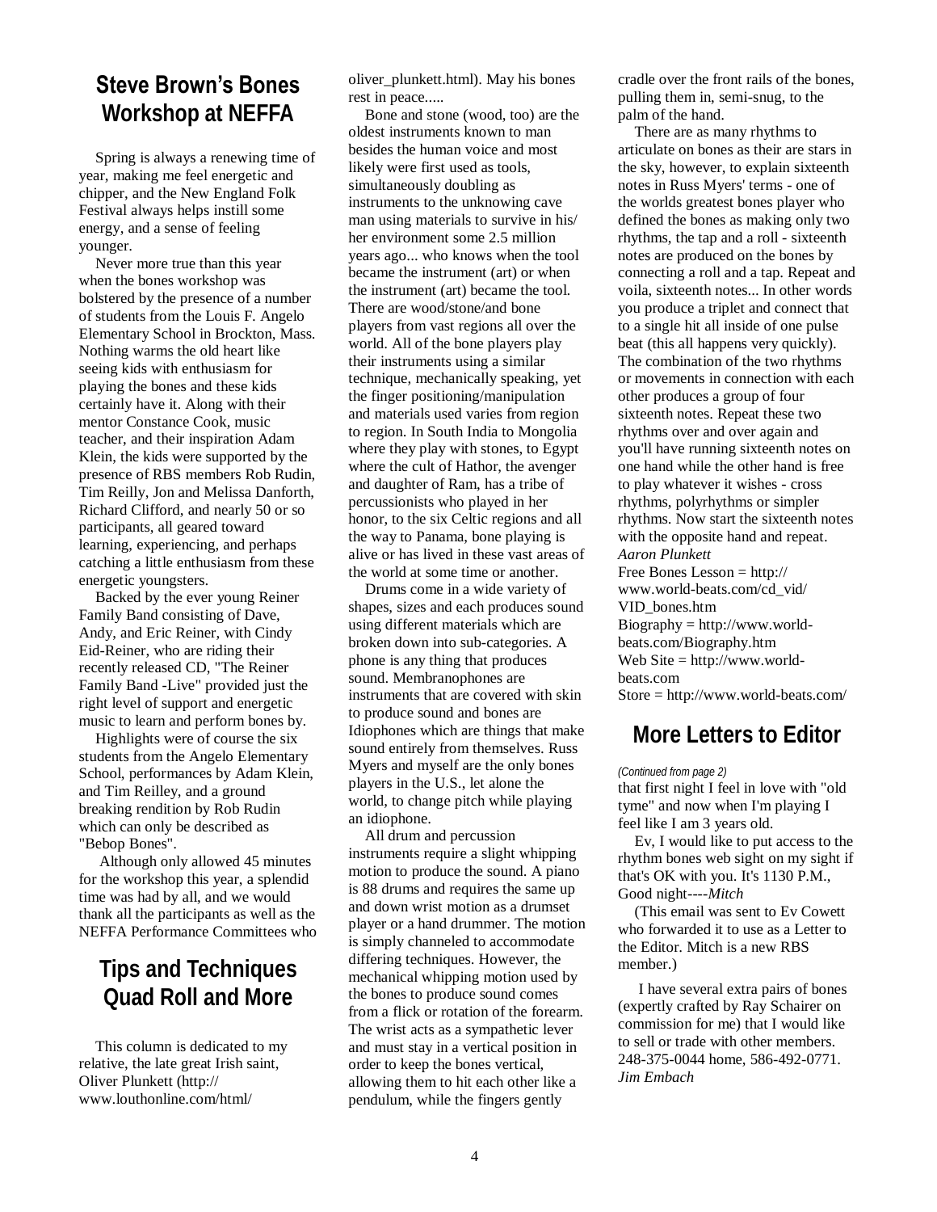## Steve Brown's Bones Workshop at NEFFA

Spring is always a renewing time of year, making me feel energetic and chipper, and the New England Folk Festival always helps instill some energy, and a sense of feeling younger.

Never more true than this year when the bones workshop was bolstered by the presence of a number of students from the Louis F. Angelo Elementary School in Brockton, Mass. Nothing warms the old heart like seeing kids with enthusiasm for playing the bones and these kids certainly have it. Along with their mentor Constance Cook, music teacher, and their inspiration Adam Klein, the kids were supported by the presence of RBS members Rob Rudin, Tim Reilly, Jon and Melissa Danforth, Richard Clifford, and nearly 50 or so participants, all geared toward learning, experiencing, and perhaps catching a little enthusiasm from these energetic youngsters.

Backed by the ever young Reiner Family Band consisting of Dave, Andy, and Eric Reiner, with Cindy Eid-Reiner, who are riding their recently released CD, "The Reiner Family Band -Live" provided just the right level of support and energetic music to learn and perform bones by.

Highlights were of course the six students from the Angelo Elementary School, performances by Adam Klein, and Tim Reilley, and a ground breaking rendition by Rob Rudin which can only be described as "Bebop Bones".

Although only allowed 45 minutes for the workshop this year, a splendid time was had by all, and we would thank all the participants as well as the NEFFA Performance Committees who

## Tips and Techniques Quad Roll and More

This column is dedicated to my relative, the late great Irish saint, Oliver Plunkett (http://www.louthonline.com/html/oliver_plunkett.html). May his bones rest in peace.....

Bone and stone (wood, too) are the oldest instruments known to man besides the human voice and most likely were first used as tools, simultaneously doubling as instruments to the unknowing cave man using materials to survive in his/her environment some 2.5 million years ago... who knows when the tool became the instrument (art) or when the instrument (art) became the tool. There are wood/stone/and bone players from vast regions all over the world. All of the bone players play their instruments using a similar technique, mechanically speaking, yet the finger positioning/manipulation and materials used varies from region to region. In South India to Mongolia where they play with stones, to Egypt where the cult of Hathor, the avenger and daughter of Ram, has a tribe of percussionists who played in her honor, to the six Celtic regions and all the way to Panama, bone playing is alive or has lived in these vast areas of the world at some time or another.

Drums come in a wide variety of shapes, sizes and each produces sound using different materials which are broken down into sub-categories. A phone is any thing that produces sound. Membranophones are instruments that are covered with skin to produce sound and bones are Idiophones which are things that make sound entirely from themselves. Russ Myers and myself are the only bones players in the U.S., let alone the world, to change pitch while playing an idiophone.

All drum and percussion instruments require a slight whipping motion to produce the sound. A piano is 88 drums and requires the same up and down wrist motion as a drumset player or a hand drummer. The motion is simply channeled to accommodate differing techniques. However, the mechanical whipping motion used by the bones to produce sound comes from a flick or rotation of the forearm. The wrist acts as a sympathetic lever and must stay in a vertical position in order to keep the bones vertical, allowing them to hit each other like a pendulum, while the fingers gently cradle over the front rails of the bones, pulling them in, semi-snug, to the palm of the hand.

There are as many rhythms to articulate on bones as their are stars in the sky, however, to explain sixteenth notes in Russ Myers' terms - one of the worlds greatest bones player who defined the bones as making only two rhythms, the tap and a roll - sixteenth notes are produced on the bones by connecting a roll and a tap. Repeat and voila, sixteenth notes... In other words you produce a triplet and connect that to a single hit all inside of one pulse beat (this all happens very quickly). The combination of the two rhythms or movements in connection with each other produces a group of four sixteenth notes. Repeat these two rhythms over and over again and you'll have running sixteenth notes on one hand while the other hand is free to play whatever it wishes - cross rhythms, polyrhythms or simpler rhythms. Now start the sixteenth notes with the opposite hand and repeat.
*Aaron Plunkett*
Free Bones Lesson = http://www.world-beats.com/cd_vid/VID_bones.htm
Biography = http://www.world-beats.com/Biography.htm
Web Site = http://www.world-beats.com
Store = http://www.world-beats.com/

## More Letters to Editor

*(Continued from page 2)*

that first night I feel in love with "old tyme" and now when I'm playing I feel like I am 3 years old.

Ev, I would like to put access to the rhythm bones web sight on my sight if that's OK with you. It's 1130 P.M., Good night----*Mitch*

(This email was sent to Ev Cowett who forwarded it to use as a Letter to the Editor. Mitch is a new RBS member.)

I have several extra pairs of bones (expertly crafted by Ray Schairer on commission for me) that I would like to sell or trade with other members. 248-375-0044 home, 586-492-0771. *Jim Embach*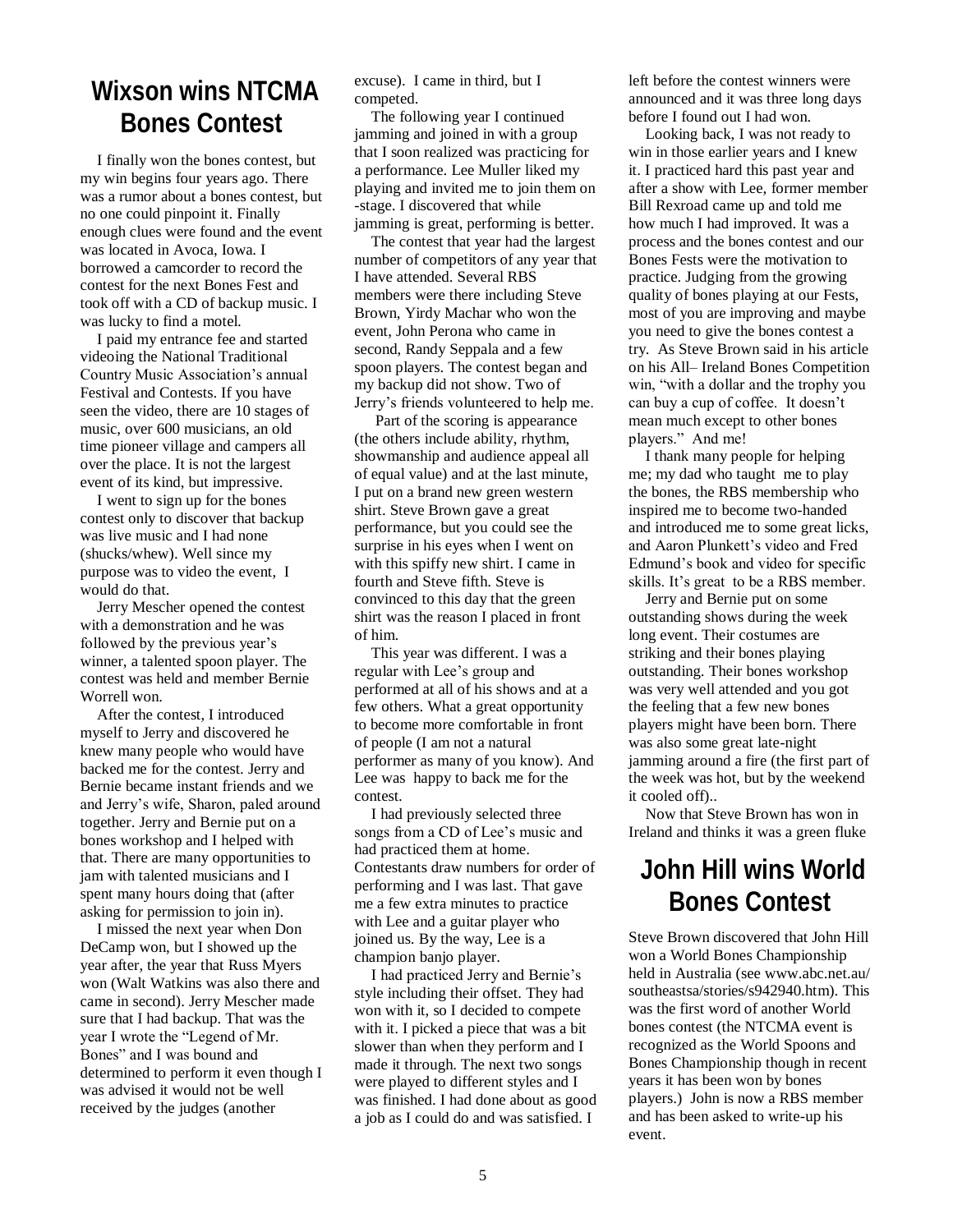# Wixson wins NTCMA Bones Contest

I finally won the bones contest, but my win begins four years ago. There was a rumor about a bones contest, but no one could pinpoint it. Finally enough clues were found and the event was located in Avoca, Iowa. I borrowed a camcorder to record the contest for the next Bones Fest and took off with a CD of backup music. I was lucky to find a motel.

I paid my entrance fee and started videoing the National Traditional Country Music Association's annual Festival and Contests. If you have seen the video, there are 10 stages of music, over 600 musicians, an old time pioneer village and campers all over the place. It is not the largest event of its kind, but impressive.

I went to sign up for the bones contest only to discover that backup was live music and I had none (shucks/whew). Well since my purpose was to video the event, I would do that.

Jerry Mescher opened the contest with a demonstration and he was followed by the previous year's winner, a talented spoon player. The contest was held and member Bernie Worrell won.

After the contest, I introduced myself to Jerry and discovered he knew many people who would have backed me for the contest. Jerry and Bernie became instant friends and we and Jerry's wife, Sharon, paled around together. Jerry and Bernie put on a bones workshop and I helped with that. There are many opportunities to jam with talented musicians and I spent many hours doing that (after asking for permission to join in).

I missed the next year when Don DeCamp won, but I showed up the year after, the year that Russ Myers won (Walt Watkins was also there and came in second). Jerry Mescher made sure that I had backup. That was the year I wrote the "Legend of Mr. Bones" and I was bound and determined to perform it even though I was advised it would not be well received by the judges (another excuse). I came in third, but I competed.

The following year I continued jamming and joined in with a group that I soon realized was practicing for a performance. Lee Muller liked my playing and invited me to join them on -stage. I discovered that while jamming is great, performing is better.

The contest that year had the largest number of competitors of any year that I have attended. Several RBS members were there including Steve Brown, Yirdy Machar who won the event, John Perona who came in second, Randy Seppala and a few spoon players. The contest began and my backup did not show. Two of Jerry's friends volunteered to help me.

Part of the scoring is appearance (the others include ability, rhythm, showmanship and audience appeal all of equal value) and at the last minute, I put on a brand new green western shirt. Steve Brown gave a great performance, but you could see the surprise in his eyes when I went on with this spiffy new shirt. I came in fourth and Steve fifth. Steve is convinced to this day that the green shirt was the reason I placed in front of him.

This year was different. I was a regular with Lee's group and performed at all of his shows and at a few others. What a great opportunity to become more comfortable in front of people (I am not a natural performer as many of you know). And Lee was happy to back me for the contest.

I had previously selected three songs from a CD of Lee's music and had practiced them at home. Contestants draw numbers for order of performing and I was last. That gave me a few extra minutes to practice with Lee and a guitar player who joined us. By the way, Lee is a champion banjo player.

I had practiced Jerry and Bernie's style including their offset. They had won with it, so I decided to compete with it. I picked a piece that was a bit slower than when they perform and I made it through. The next two songs were played to different styles and I was finished. I had done about as good a job as I could do and was satisfied. I left before the contest winners were announced and it was three long days before I found out I had won.

Looking back, I was not ready to win in those earlier years and I knew it. I practiced hard this past year and after a show with Lee, former member Bill Rexroad came up and told me how much I had improved. It was a process and the bones contest and our Bones Fests were the motivation to practice. Judging from the growing quality of bones playing at our Fests, most of you are improving and maybe you need to give the bones contest a try. As Steve Brown said in his article on his All– Ireland Bones Competition win, "with a dollar and the trophy you can buy a cup of coffee. It doesn't mean much except to other bones players." And me!

I thank many people for helping me; my dad who taught me to play the bones, the RBS membership who inspired me to become two-handed and introduced me to some great licks, and Aaron Plunkett's video and Fred Edmund's book and video for specific skills. It's great to be a RBS member.

Jerry and Bernie put on some outstanding shows during the week long event. Their costumes are striking and their bones playing outstanding. Their bones workshop was very well attended and you got the feeling that a few new bones players might have been born. There was also some great late-night jamming around a fire (the first part of the week was hot, but by the weekend it cooled off)..

Now that Steve Brown has won in Ireland and thinks it was a green fluke

# John Hill wins World Bones Contest

Steve Brown discovered that John Hill won a World Bones Championship held in Australia (see www.abc.net.au/southeastsa/stories/s942940.htm). This was the first word of another World bones contest (the NTCMA event is recognized as the World Spoons and Bones Championship though in recent years it has been won by bones players.) John is now a RBS member and has been asked to write-up his event.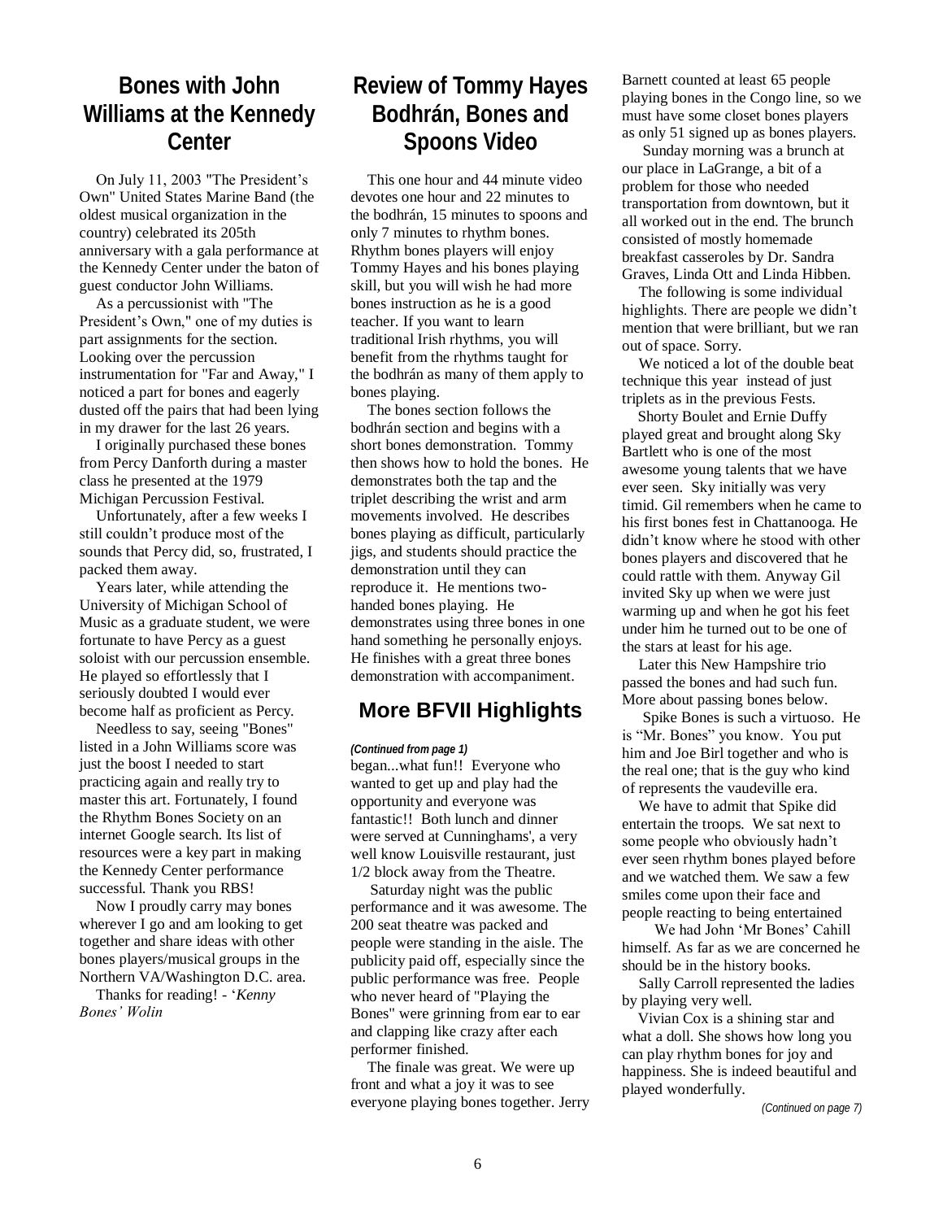## Bones with John Williams at the Kennedy Center

On July 11, 2003 "The President's Own" United States Marine Band (the oldest musical organization in the country) celebrated its 205th anniversary with a gala performance at the Kennedy Center under the baton of guest conductor John Williams.

As a percussionist with "The President's Own," one of my duties is part assignments for the section. Looking over the percussion instrumentation for "Far and Away," I noticed a part for bones and eagerly dusted off the pairs that had been lying in my drawer for the last 26 years.

I originally purchased these bones from Percy Danforth during a master class he presented at the 1979 Michigan Percussion Festival.

Unfortunately, after a few weeks I still couldn't produce most of the sounds that Percy did, so, frustrated, I packed them away.

Years later, while attending the University of Michigan School of Music as a graduate student, we were fortunate to have Percy as a guest soloist with our percussion ensemble. He played so effortlessly that I seriously doubted I would ever become half as proficient as Percy.

Needless to say, seeing "Bones" listed in a John Williams score was just the boost I needed to start practicing again and really try to master this art. Fortunately, I found the Rhythm Bones Society on an internet Google search. Its list of resources were a key part in making the Kennedy Center performance successful. Thank you RBS!

Now I proudly carry may bones wherever I go and am looking to get together and share ideas with other bones players/musical groups in the Northern VA/Washington D.C. area.

Thanks for reading! - '*Kenny Bones' Wolin*

## Review of Tommy Hayes Bodhrán, Bones and Spoons Video

This one hour and 44 minute video devotes one hour and 22 minutes to the bodhrán, 15 minutes to spoons and only 7 minutes to rhythm bones. Rhythm bones players will enjoy Tommy Hayes and his bones playing skill, but you will wish he had more bones instruction as he is a good teacher. If you want to learn traditional Irish rhythms, you will benefit from the rhythms taught for the bodhrán as many of them apply to bones playing.

The bones section follows the bodhrán section and begins with a short bones demonstration. Tommy then shows how to hold the bones. He demonstrates both the tap and the triplet describing the wrist and arm movements involved. He describes bones playing as difficult, particularly jigs, and students should practice the demonstration until they can reproduce it. He mentions two-handed bones playing. He demonstrates using three bones in one hand something he personally enjoys. He finishes with a great three bones demonstration with accompaniment.

## More BFVII Highlights

*(Continued from page 1)*

began...what fun!! Everyone who wanted to get up and play had the opportunity and everyone was fantastic!! Both lunch and dinner were served at Cunninghams', a very well know Louisville restaurant, just 1/2 block away from the Theatre.

Saturday night was the public performance and it was awesome. The 200 seat theatre was packed and people were standing in the aisle. The publicity paid off, especially since the public performance was free. People who never heard of "Playing the Bones" were grinning from ear to ear and clapping like crazy after each performer finished.

The finale was great. We were up front and what a joy it was to see everyone playing bones together. Jerry Barnett counted at least 65 people playing bones in the Congo line, so we must have some closet bones players as only 51 signed up as bones players.

Sunday morning was a brunch at our place in LaGrange, a bit of a problem for those who needed transportation from downtown, but it all worked out in the end. The brunch consisted of mostly homemade breakfast casseroles by Dr. Sandra Graves, Linda Ott and Linda Hibben.

The following is some individual highlights. There are people we didn't mention that were brilliant, but we ran out of space. Sorry.

We noticed a lot of the double beat technique this year instead of just triplets as in the previous Fests.

Shorty Boulet and Ernie Duffy played great and brought along Sky Bartlett who is one of the most awesome young talents that we have ever seen. Sky initially was very timid. Gil remembers when he came to his first bones fest in Chattanooga. He didn't know where he stood with other bones players and discovered that he could rattle with them. Anyway Gil invited Sky up when we were just warming up and when he got his feet under him he turned out to be one of the stars at least for his age.

Later this New Hampshire trio passed the bones and had such fun. More about passing bones below.

Spike Bones is such a virtuoso. He is "Mr. Bones" you know. You put him and Joe Birl together and who is the real one; that is the guy who kind of represents the vaudeville era.

We have to admit that Spike did entertain the troops. We sat next to some people who obviously hadn't ever seen rhythm bones played before and we watched them. We saw a few smiles come upon their face and people reacting to being entertained

We had John 'Mr Bones' Cahill himself. As far as we are concerned he should be in the history books.

Sally Carroll represented the ladies by playing very well.

Vivian Cox is a shining star and what a doll. She shows how long you can play rhythm bones for joy and happiness. She is indeed beautiful and played wonderfully.

*(Continued on page 7)*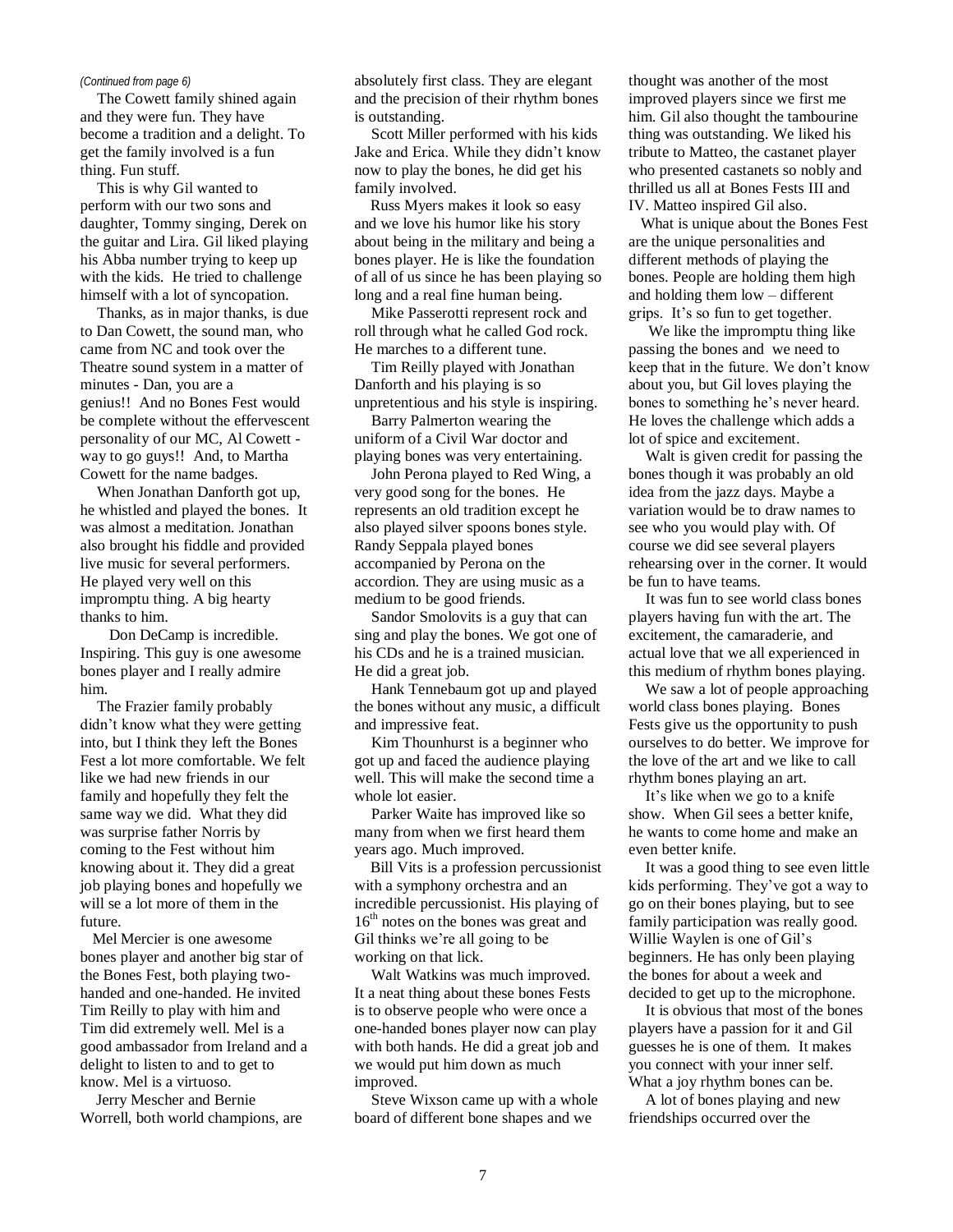*(Continued from page 6)*

The Cowett family shined again and they were fun. They have become a tradition and a delight. To get the family involved is a fun thing. Fun stuff.

This is why Gil wanted to perform with our two sons and daughter, Tommy singing, Derek on the guitar and Lira. Gil liked playing his Abba number trying to keep up with the kids. He tried to challenge himself with a lot of syncopation.

Thanks, as in major thanks, is due to Dan Cowett, the sound man, who came from NC and took over the Theatre sound system in a matter of minutes - Dan, you are a genius!! And no Bones Fest would be complete without the effervescent personality of our MC, Al Cowett - way to go guys!! And, to Martha Cowett for the name badges.

When Jonathan Danforth got up, he whistled and played the bones. It was almost a meditation. Jonathan also brought his fiddle and provided live music for several performers. He played very well on this impromptu thing. A big hearty thanks to him.

Don DeCamp is incredible. Inspiring. This guy is one awesome bones player and I really admire him.

The Frazier family probably didn't know what they were getting into, but I think they left the Bones Fest a lot more comfortable. We felt like we had new friends in our family and hopefully they felt the same way we did. What they did was surprise father Norris by coming to the Fest without him knowing about it. They did a great job playing bones and hopefully we will se a lot more of them in the future.

Mel Mercier is one awesome bones player and another big star of the Bones Fest, both playing two-handed and one-handed. He invited Tim Reilly to play with him and Tim did extremely well. Mel is a good ambassador from Ireland and a delight to listen to and to get to know. Mel is a virtuoso.

Jerry Mescher and Bernie Worrell, both world champions, are absolutely first class. They are elegant and the precision of their rhythm bones is outstanding.

Scott Miller performed with his kids Jake and Erica. While they didn't know now to play the bones, he did get his family involved.

Russ Myers makes it look so easy and we love his humor like his story about being in the military and being a bones player. He is like the foundation of all of us since he has been playing so long and a real fine human being.

Mike Passerotti represent rock and roll through what he called God rock. He marches to a different tune.

Tim Reilly played with Jonathan Danforth and his playing is so unpretentious and his style is inspiring.

Barry Palmerton wearing the uniform of a Civil War doctor and playing bones was very entertaining.

John Perona played to Red Wing, a very good song for the bones. He represents an old tradition except he also played silver spoons bones style. Randy Seppala played bones accompanied by Perona on the accordion. They are using music as a medium to be good friends.

Sandor Smolovits is a guy that can sing and play the bones. We got one of his CDs and he is a trained musician. He did a great job.

Hank Tennebaum got up and played the bones without any music, a difficult and impressive feat.

Kim Thounhurst is a beginner who got up and faced the audience playing well. This will make the second time a whole lot easier.

Parker Waite has improved like so many from when we first heard them years ago. Much improved.

Bill Vits is a profession percussionist with a symphony orchestra and an incredible percussionist. His playing of 16th notes on the bones was great and Gil thinks we're all going to be working on that lick.

Walt Watkins was much improved. It a neat thing about these bones Fests is to observe people who were once a one-handed bones player now can play with both hands. He did a great job and we would put him down as much improved.

Steve Wixson came up with a whole board of different bone shapes and we thought was another of the most improved players since we first me him. Gil also thought the tambourine thing was outstanding. We liked his tribute to Matteo, the castanet player who presented castanets so nobly and thrilled us all at Bones Fests III and IV. Matteo inspired Gil also.

What is unique about the Bones Fest are the unique personalities and different methods of playing the bones. People are holding them high and holding them low – different grips. It's so fun to get together.

We like the impromptu thing like passing the bones and we need to keep that in the future. We don't know about you, but Gil loves playing the bones to something he's never heard. He loves the challenge which adds a lot of spice and excitement.

Walt is given credit for passing the bones though it was probably an old idea from the jazz days. Maybe a variation would be to draw names to see who you would play with. Of course we did see several players rehearsing over in the corner. It would be fun to have teams.

It was fun to see world class bones players having fun with the art. The excitement, the camaraderie, and actual love that we all experienced in this medium of rhythm bones playing.

We saw a lot of people approaching world class bones playing. Bones Fests give us the opportunity to push ourselves to do better. We improve for the love of the art and we like to call rhythm bones playing an art.

It's like when we go to a knife show. When Gil sees a better knife, he wants to come home and make an even better knife.

It was a good thing to see even little kids performing. They've got a way to go on their bones playing, but to see family participation was really good. Willie Waylen is one of Gil's beginners. He has only been playing the bones for about a week and decided to get up to the microphone.

It is obvious that most of the bones players have a passion for it and Gil guesses he is one of them. It makes you connect with your inner self. What a joy rhythm bones can be.

A lot of bones playing and new friendships occurred over the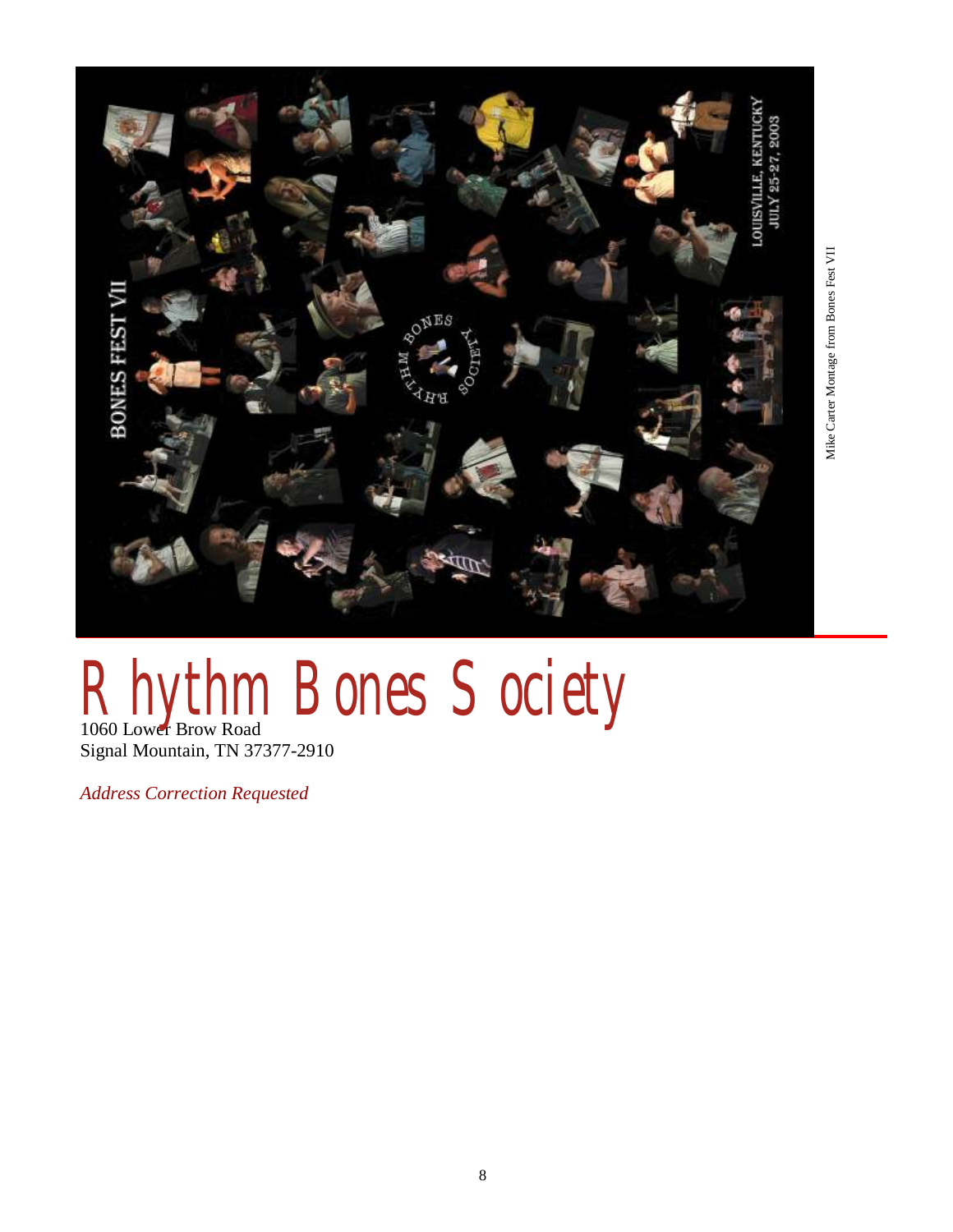Mike Carter Montage from Bones Fest VII

# Rhythm Bones Society

1060 Lower Brow Road
Signal Mountain, TN 37377-2910

*Address Correction Requested*